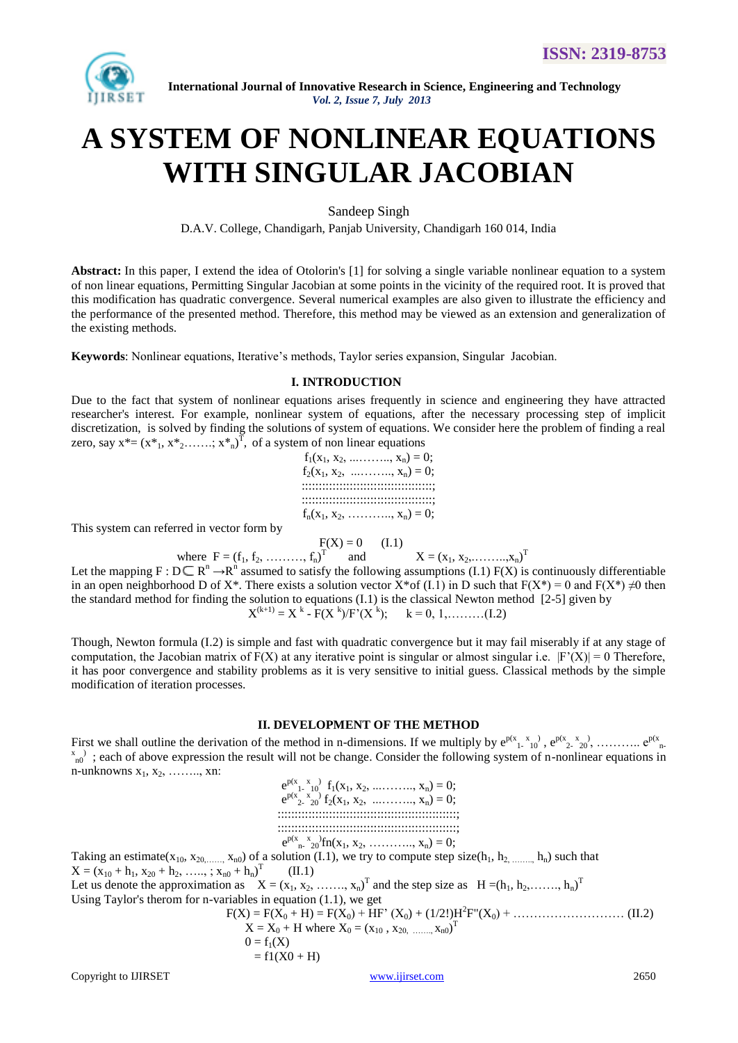# A SYSTEM OF NONLINEAR EQUATIONS WITH SINGULAR JACOBIAN

Sandeep Singh

D.A.V. College, Chandigarh, Panjab University, Chandigarh 160 014, India

**Abstract:** In this paper, I extend the idea of Otolorin's [1] for solving a single variable nonlinear equation to a system of non linear equations, Permitting Singular Jacobian at some points in the vicinity of the required root. It is proved that this modification has quadratic convergence. Several numerical examples are also given to illustrate the efficiency and the performance of the presented method. Therefore, this method may be viewed as an extension and generalization of the existing methods.

**Keywords**: Nonlinear equations, Iterative's methods, Taylor series expansion, Singular Jacobian.

## I. INTRODUCTION

Due to the fact that system of nonlinear equations arises frequently in science and engineering they have attracted researcher's interest. For example, nonlinear system of equations, after the necessary processing step of implicit discretization, is solved by finding the solutions of system of equations. We consider here the problem of finding a real zero, say $x^* = (x^*_1, x^*_2 \ldots\ldots; x^*_n)^T$, of a system of non linear equations

$$f_1(x_1, x_2, \ldots\ldots, x_n) = 0;$$
$$f_2(x_1, x_2, \ldots\ldots, x_n) = 0;$$
$$::::::::::::::::::::::::::::::::;$$
$$::::::::::::::::::::::::::::::::;$$
$$f_n(x_1, x_2, \ldots\ldots, x_n) = 0;$$

This system can referred in vector form by

$$F(X) = 0 \qquad (I.1)$$

where $F = (f_1, f_2, \ldots\ldots, f_n)^T$ and $X = (x_1, x_2, \ldots\ldots, x_n)^T$

Let the mapping $F : D \subset R^n \rightarrow R^n$ assumed to satisfy the following assumptions (I.1) F(X) is continuously differentiable in an open neighborhood D of X*. There exists a solution vector X*of (I.1) in D such that $F(X^*) = 0$ and $F(X^*) \neq 0$ then the standard method for finding the solution to equations (I.1) is the classical Newton method [2-5] given by

$$X^{(k+1)} = X^k - F(X^k)/F'(X^k); \quad k = 0, 1, \ldots\ldots (I.2)$$

Though, Newton formula (I.2) is simple and fast with quadratic convergence but it may fail miserably if at any stage of computation, the Jacobian matrix of F(X) at any iterative point is singular or almost singular i.e. $|F'(X)| = 0$ Therefore, it has poor convergence and stability problems as it is very sensitive to initial guess. Classical methods by the simple modification of iteration processes.

## II. DEVELOPMENT OF THE METHOD

First we shall outline the derivation of the method in n-dimensions. If we multiply by $e^{p(x_1 - x_{10})}, e^{p(x_2 - x_{20})}, \ldots\ldots\ldots e^{p(x_n - x_{n0})}$ ; each of above expression the result will not be change. Consider the following system of n-nonlinear equations in n-unknowns $x_1, x_2, \ldots\ldots, x_n$:

$$e^{p(x_1 - x_{10})} f_1(x_1, x_2, \ldots\ldots, x_n) = 0;$$
$$e^{p(x_2 - x_{20})} f_2(x_1, x_2, \ldots\ldots, x_n) = 0;$$
$$::::::::::::::::::::::::::::::::::::::::::::;$$
$$::::::::::::::::::::::::::::::::::::::::::::;$$
$$e^{p(x_n - x_{20})} fn(x_1, x_2, \ldots\ldots, x_n) = 0;$$

Taking an estimate$(x_{10}, x_{20, \ldots\ldots,} x_{n0})$ of a solution (I.1), we try to compute step size$(h_1, h_{2, \ldots\ldots,} h_n)$ such that

$$X = (x_{10} + h_1, x_{20} + h_2, \ldots\ldots ; x_{n0} + h_n)^T \qquad (II.1)$$

Let us denote the approximation as $X = (x_1, x_2, \ldots\ldots, x_n)^T$ and the step size as $H = (h_1, h_2, \ldots\ldots, h_n)^T$

Using Taylor's therom for n-variables in equation (1.1), we get

$$F(X) = F(X_0 + H) = F(X_0) + HF'(X_0) + (1/2!)H^2F''(X_0) + \ldots\ldots\ldots\ldots\ldots\ldots \text{ (II.2)}$$

$$X = X_0 + H \text{ where } X_0 = (x_{10}, x_{20, \ldots\ldots,} x_{n0})^T$$

$$0 = f_1(X)$$

$$= f1(X0 + H)$$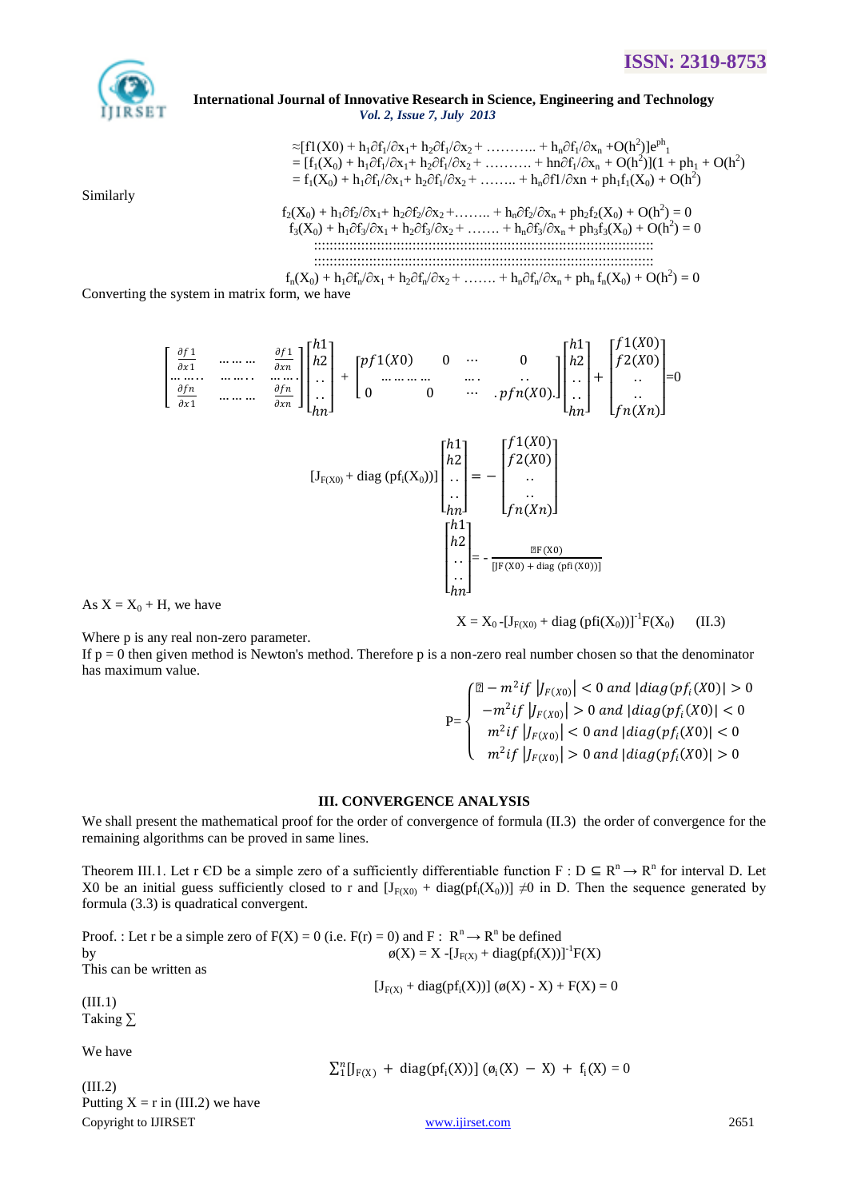$$\approx[f1(X0) + h_1\partial f_1/\partial x_1 + h_2\partial f_1/\partial x_2 + \ldots\ldots\ldots + h_n\partial f_1/\partial x_n + O(h^2)]e^{ph_1}$$
$$= [f_1(X_0) + h_1\partial f_1/\partial x_1 + h_2\partial f_1/\partial x_2 + \ldots\ldots\ldots + hn\partial f_1/\partial x_n + O(h^2)](1 + ph_1 + O(h^2)$$
$$= f_1(X_0) + h_1\partial f_1/\partial x_1 + h_2\partial f_1/\partial x_2 + \ldots\ldots + h_n\partial f1/\partial xn + ph_1f_1(X_0) + O(h^2)$$

Similarly

$$f_2(X_0) + h_1\partial f_2/\partial x_1 + h_2\partial f_2/\partial x_2 + \ldots\ldots + h_n\partial f_2/\partial x_n + ph_2f_2(X_0) + O(h^2) = 0$$
$$f_3(X_0) + h_1\partial f_3/\partial x_1 + h_2\partial f_3/\partial x_2 + \ldots\ldots + h_n\partial f_3/\partial x_n + ph_3f_3(X_0) + O(h^2) = 0$$
$$\vdots$$
$$f_n(X_0) + h_1\partial f_n/\partial x_1 + h_2\partial f_n/\partial x_2 + \ldots\ldots + h_n\partial f_n/\partial x_n + ph_n f_n(X_0) + O(h^2) = 0$$

Converting the system in matrix form, we have

$$\begin{bmatrix} \frac{\partial f1}{\partial x1} & \cdots\cdots & \frac{\partial f1}{\partial xn} \\ \cdots\cdots & \cdots\cdots & \cdots\cdots \\ \frac{\partial fn}{\partial x1} & \cdots\cdots & \frac{\partial fn}{\partial xn} \end{bmatrix} \begin{bmatrix} h1 \\ h2 \\ .. \\ .. \\ hn \end{bmatrix} + \begin{bmatrix} pf1(X0) & 0 & \cdots & 0 \\ \cdots\cdots & & \cdots & .. \\ 0 & 0 & \cdots & .pfn(X0). \end{bmatrix} \begin{bmatrix} h1 \\ h2 \\ .. \\ .. \\ hn \end{bmatrix} + \begin{bmatrix} f1(X0) \\ f2(X0) \\ .. \\ .. \\ fn(Xn) \end{bmatrix} = 0$$

$$[J_{F(X_0)} + \mathrm{diag}\,(pf_i(X_0))] \begin{bmatrix} h1 \\ h2 \\ .. \\ .. \\ hn \end{bmatrix} = - \begin{bmatrix} f1(X0) \\ f2(X0) \\ .. \\ .. \\ fn(Xn) \end{bmatrix}$$

$$\begin{bmatrix} h1 \\ h2 \\ .. \\ .. \\ hn \end{bmatrix} = - \frac{F(X0)}{[JF(X0) + \mathrm{diag}\,(pfi(X0))]}$$

As $X = X_0 + H$, we have

$$X = X_0 - [J_{F(X_0)} + \mathrm{diag}\,(pfi(X_0))]^{-1}F(X_0) \qquad \text{(II.3)}$$

Where p is any real non-zero parameter.
If p = 0 then given method is Newton's method. Therefore p is a non-zero real number chosen so that the denominator has maximum value.

$$P = \begin{cases} -m^2 if\ |J_{F(X0)}| < 0\ and\ |diag(pf_i(X0)| > 0 \\ -m^2 if\ |J_{F(X0)}| > 0\ and\ |diag(pf_i(X0)| < 0 \\ m^2 if\ |J_{F(X0)}| < 0\ and\ |diag(pf_i(X0)| < 0 \\ m^2 if\ |J_{F(X0)}| > 0\ and\ |diag(pf_i(X0)| > 0 \end{cases}$$

## III. CONVERGENCE ANALYSIS

We shall present the mathematical proof for the order of convergence of formula (II.3) the order of convergence for the remaining algorithms can be proved in same lines.

Theorem III.1. Let r ЄD be a simple zero of a sufficiently differentiable function $F : D \subseteq R^n \rightarrow R^n$ for interval D. Let X0 be an initial guess sufficiently closed to r and $[J_{F(X_0)} + \mathrm{diag}(pf_i(X_0))] \neq 0$ in D. Then the sequence generated by formula (3.3) is quadratical convergent.

Proof. : Let r be a simple zero of F(X) = 0 (i.e. F(r) = 0) and $F : R^n \rightarrow R^n$ be defined by

$$\phi(X) = X - [J_{F(X)} + \mathrm{diag}(pf_i(X))]^{-1}F(X)$$

This can be written as

$$[J_{F(X)} + \mathrm{diag}(pf_i(X))]\ (\phi(X) - X) + F(X) = 0 \qquad \text{(III.1)}$$

Taking $\sum$

We have

$$\sum_1^n [J_{F(X)} + \mathrm{diag}(pf_i(X))]\ (\phi_i(X) - X) + f_i(X) = 0 \qquad \text{(III.2)}$$

Putting X = r in (III.2) we have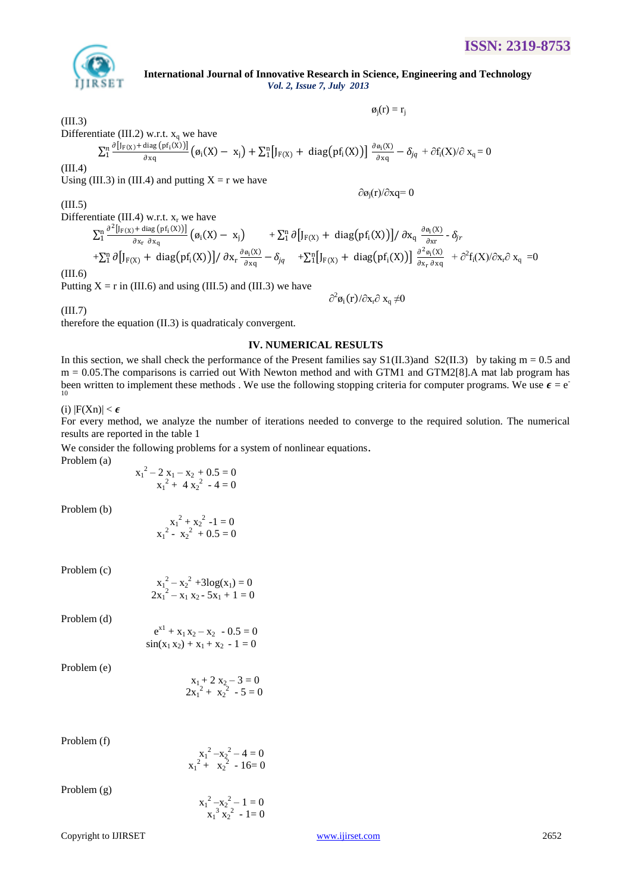$$\phi_j(r) = r_j$$

(III.3)

Differentiate (III.2) w.r.t. $x_q$ we have

$$\sum_1^n \frac{\partial [J_{F(X)} + \text{diag}(pf_i(X))]}{\partial xq} (\phi_i(X) - x_j) + \sum_1^n [J_{F(X)} + \text{diag}(pf_i(X))] \frac{\partial \phi_i(X)}{\partial xq} - \delta_{jq} + \partial f_i(X)/\partial x_q = 0$$

(III.4)

Using (III.3) in (III.4) and putting X = r we have

$$\partial \phi_j(r)/\partial xq = 0$$

(III.5)

Differentiate (III.4) w.r.t. $x_r$ we have

$$\sum_1^n \frac{\partial^2 [J_{F(X)} + \text{diag}(pf_i(X))]}{\partial x_r \, \partial x_q} (\phi_i(X) - x_j) + \sum_1^n \partial [J_{F(X)} + \text{diag}(pf_i(X))] / \partial x_q \frac{\partial \phi_i(X)}{\partial xr} - \delta_{jr}$$
$$+ \sum_1^n \partial [J_{F(X)} + \text{diag}(pf_i(X))] / \partial x_r \frac{\partial \phi_i(X)}{\partial xq} - \delta_{jq} + \sum_1^n [J_{F(X)} + \text{diag}(pf_i(X))] \frac{\partial^2 \phi_i(X)}{\partial x_r \, \partial xq} + \partial^2 f_i(X)/\partial x_r \partial x_q = 0$$

(III.6)

Putting X = r in (III.6) and using (III.5) and (III.3) we have

$$\partial^2 \phi_i(r)/\partial x_r \partial x_q \neq 0$$

(III.7)

therefore the equation (II.3) is quadraticaly convergent.

## IV. NUMERICAL RESULTS

In this section, we shall check the performance of the Present families say S1(II.3)and S2(II.3) by taking m = 0.5 and m = 0.05.The comparisons is carried out With Newton method and with GTM1 and GTM2[8].A mat lab program has been written to implement these methods . We use the following stopping criteria for computer programs. We use $\epsilon = e^{-10}$

(i) $|F(Xn)| < \epsilon$

For every method, we analyze the number of iterations needed to converge to the required solution. The numerical results are reported in the table 1

We consider the following problems for a system of nonlinear equations.

Problem (a)

$$x_1^2 - 2x_1 - x_2 + 0.5 = 0$$
$$x_1^2 + 4x_2^2 - 4 = 0$$

Problem (b)

$$x_1^2 + x_2^2 - 1 = 0$$
$$x_1^2 - x_2^2 + 0.5 = 0$$

Problem (c)

$$x_1^2 - x_2^2 + 3\log(x_1) = 0$$
$$2x_1^2 - x_1 x_2 - 5x_1 + 1 = 0$$

Problem (d)

$$e^{x1} + x_1 x_2 - x_2 - 0.5 = 0$$
$$\sin(x_1 x_2) + x_1 + x_2 - 1 = 0$$

Problem (e)

$$x_1 + 2x_2 - 3 = 0$$
$$2x_1^2 + x_2^2 - 5 = 0$$

Problem (f)

$$x_1^2 - x_2^2 - 4 = 0$$
$$x_1^2 + x_2^2 - 16 = 0$$

Problem (g)

$$x_1^2 - x_2^2 - 1 = 0$$
$$x_1^3 x_2^2 - 1 = 0$$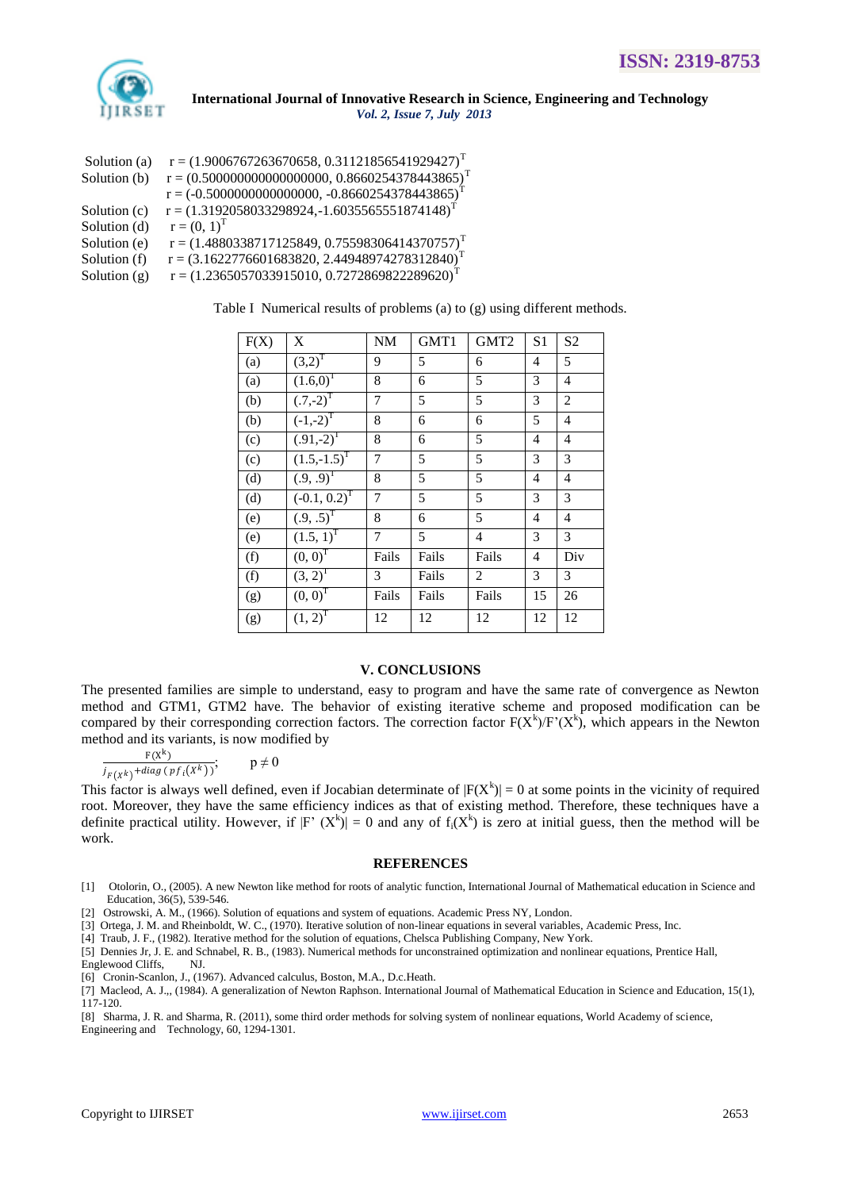Solution (a) $r = (1.9006767263670658, 0.31121856541929427)^T$

Solution (b) $r = (0.5000000000000000, 0.8660254378443865)^T$

$r = (-0.5000000000000000, -0.8660254378443865)^T$

Solution (c) $r = (1.3192058033298924, -1.6035565551874148)^T$

Solution (d) $r = (0, 1)^T$

Solution (e) $r = (1.4880338717125849, 0.75598306414370757)^T$

Solution (f) $r = (3.1622776601683820, 2.44948974278312840)^T$

Solution (g) $r = (1.2365057033915010, 0.7272869822289620)^T$

Table I Numerical results of problems (a) to (g) using different methods.

| F(X) | X | NM | GMT1 | GMT2 | S1 | S2 |
|---|---|---|---|---|---|---|
| (a) | $(3,2)^T$ | 9 | 5 | 6 | 4 | 5 |
| (a) | $(1.6,0)^T$ | 8 | 6 | 5 | 3 | 4 |
| (b) | $(.7,-2)^T$ | 7 | 5 | 5 | 3 | 2 |
| (b) | $(-1,-2)^T$ | 8 | 6 | 6 | 5 | 4 |
| (c) | $(.91,-2)^T$ | 8 | 6 | 5 | 4 | 4 |
| (c) | $(1.5,-1.5)^T$ | 7 | 5 | 5 | 3 | 3 |
| (d) | $(.9, .9)^T$ | 8 | 5 | 5 | 4 | 4 |
| (d) | $(-0.1, 0.2)^T$ | 7 | 5 | 5 | 3 | 3 |
| (e) | $(.9, .5)^T$ | 8 | 6 | 5 | 4 | 4 |
| (e) | $(1.5, 1)^T$ | 7 | 5 | 4 | 3 | 3 |
| (f) | $(0, 0)^T$ | Fails | Fails | Fails | 4 | Div |
| (f) | $(3, 2)^T$ | 3 | Fails | 2 | 3 | 3 |
| (g) | $(0, 0)^T$ | Fails | Fails | Fails | 15 | 26 |
| (g) | $(1, 2)^T$ | 12 | 12 | 12 | 12 | 12 |

## V. CONCLUSIONS

The presented families are simple to understand, easy to program and have the same rate of convergence as Newton method and GTM1, GTM2 have. The behavior of existing iterative scheme and proposed modification can be compared by their corresponding correction factors. The correction factor $F(X^k)/F'(X^k)$, which appears in the Newton method and its variants, is now modified by

$$\frac{F(X^k)}{j_{F(X^k)}+diag\,(pf_i(X^k))}; \qquad p \neq 0$$

This factor is always well defined, even if Jocabian determinate of $|F(X^k)| = 0$ at some points in the vicinity of required root. Moreover, they have the same efficiency indices as that of existing method. Therefore, these techniques have a definite practical utility. However, if $|F'(X^k)| = 0$ and any of $f_i(X^k)$ is zero at initial guess, then the method will be work.

## REFERENCES

[1] Otolorin, O., (2005). A new Newton like method for roots of analytic function, International Journal of Mathematical education in Science and Education, 36(5), 539-546.

[2] Ostrowski, A. M., (1966). Solution of equations and system of equations. Academic Press NY, London.

[3] Ortega, J. M. and Rheinboldt, W. C., (1970). Iterative solution of non-linear equations in several variables, Academic Press, Inc.

[4] Traub, J. F., (1982). Iterative method for the solution of equations, Chelsca Publishing Company, New York.

[5] Dennies Jr, J. E. and Schnabel, R. B., (1983). Numerical methods for unconstrained optimization and nonlinear equations, Prentice Hall, Englewood Cliffs, NJ.

[6] Cronin-Scanlon, J., (1967). Advanced calculus, Boston, M.A., D.c.Heath.

[7] Macleod, A. J.,, (1984). A generalization of Newton Raphson. International Journal of Mathematical Education in Science and Education, 15(1), 117-120.

[8] Sharma, J. R. and Sharma, R. (2011), some third order methods for solving system of nonlinear equations, World Academy of science, Engineering and Technology, 60, 1294-1301.